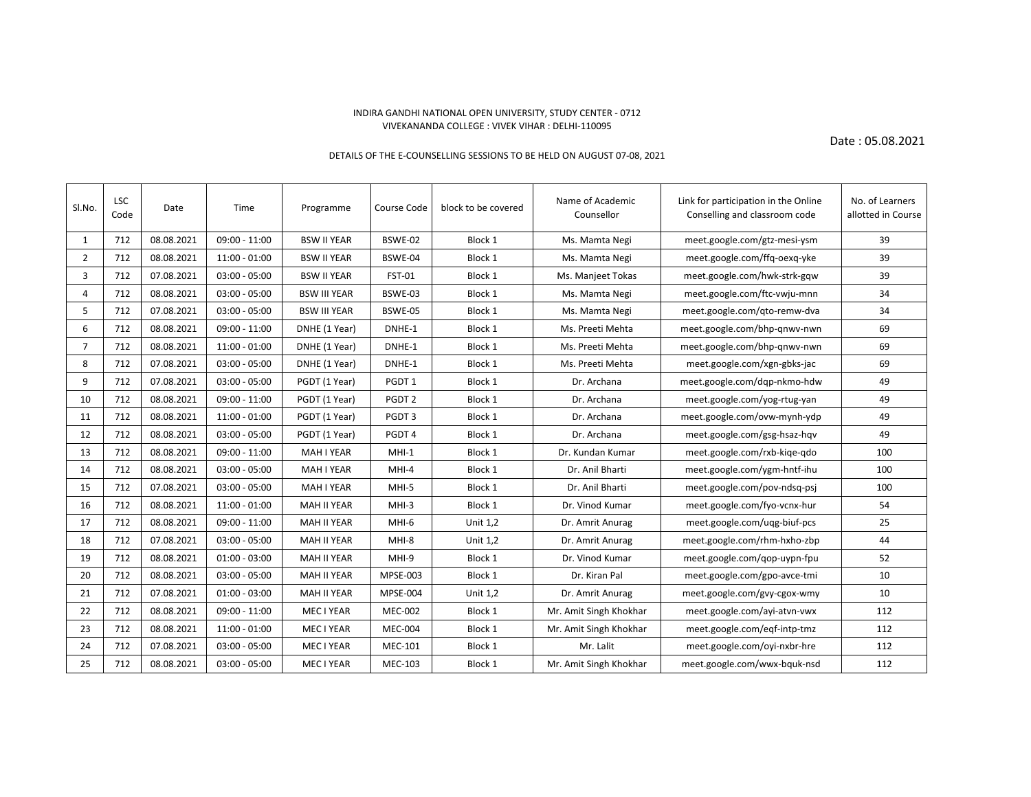INDIRA GANDHI NATIONAL OPEN UNIVERSITY, STUDY CENTER - 0712
VIVEKANANDA COLLEGE : VIVEK VIHAR : DELHI-110095

Date : 05.08.2021

DETAILS OF THE E-COUNSELLING SESSIONS TO BE HELD ON AUGUST 07-08, 2021

| Sl.No. | LSC Code | Date | Time | Programme | Course Code | block to be covered | Name of Academic Counsellor | Link for participation in the Online Conselling and classroom code | No. of Learners allotted in Course |
|---|---|---|---|---|---|---|---|---|---|
| 1 | 712 | 08.08.2021 | 09:00 - 11:00 | BSW II YEAR | BSWE-02 | Block 1 | Ms. Mamta Negi | meet.google.com/gtz-mesi-ysm | 39 |
| 2 | 712 | 08.08.2021 | 11:00 - 01:00 | BSW II YEAR | BSWE-04 | Block 1 | Ms. Mamta Negi | meet.google.com/ffq-oexq-yke | 39 |
| 3 | 712 | 07.08.2021 | 03:00 - 05:00 | BSW II YEAR | FST-01 | Block 1 | Ms. Manjeet Tokas | meet.google.com/hwk-strk-gqw | 39 |
| 4 | 712 | 08.08.2021 | 03:00 - 05:00 | BSW III YEAR | BSWE-03 | Block 1 | Ms. Mamta Negi | meet.google.com/ftc-vwju-mnn | 34 |
| 5 | 712 | 07.08.2021 | 03:00 - 05:00 | BSW III YEAR | BSWE-05 | Block 1 | Ms. Mamta Negi | meet.google.com/qto-remw-dva | 34 |
| 6 | 712 | 08.08.2021 | 09:00 - 11:00 | DNHE (1 Year) | DNHE-1 | Block 1 | Ms. Preeti Mehta | meet.google.com/bhp-qnwv-nwn | 69 |
| 7 | 712 | 08.08.2021 | 11:00 - 01:00 | DNHE (1 Year) | DNHE-1 | Block 1 | Ms. Preeti Mehta | meet.google.com/bhp-qnwv-nwn | 69 |
| 8 | 712 | 07.08.2021 | 03:00 - 05:00 | DNHE (1 Year) | DNHE-1 | Block 1 | Ms. Preeti Mehta | meet.google.com/xgn-gbks-jac | 69 |
| 9 | 712 | 07.08.2021 | 03:00 - 05:00 | PGDT (1 Year) | PGDT 1 | Block 1 | Dr. Archana | meet.google.com/dqp-nkmo-hdw | 49 |
| 10 | 712 | 08.08.2021 | 09:00 - 11:00 | PGDT (1 Year) | PGDT 2 | Block 1 | Dr. Archana | meet.google.com/yog-rtug-yan | 49 |
| 11 | 712 | 08.08.2021 | 11:00 - 01:00 | PGDT (1 Year) | PGDT 3 | Block 1 | Dr. Archana | meet.google.com/ovw-mynh-ydp | 49 |
| 12 | 712 | 08.08.2021 | 03:00 - 05:00 | PGDT (1 Year) | PGDT 4 | Block 1 | Dr. Archana | meet.google.com/gsg-hsaz-hqv | 49 |
| 13 | 712 | 08.08.2021 | 09:00 - 11:00 | MAH I YEAR | MHI-1 | Block 1 | Dr. Kundan Kumar | meet.google.com/rxb-kiqe-qdo | 100 |
| 14 | 712 | 08.08.2021 | 03:00 - 05:00 | MAH I YEAR | MHI-4 | Block 1 | Dr. Anil Bharti | meet.google.com/ygm-hntf-ihu | 100 |
| 15 | 712 | 07.08.2021 | 03:00 - 05:00 | MAH I YEAR | MHI-5 | Block 1 | Dr. Anil Bharti | meet.google.com/pov-ndsq-psj | 100 |
| 16 | 712 | 08.08.2021 | 11:00 - 01:00 | MAH II YEAR | MHI-3 | Block 1 | Dr. Vinod Kumar | meet.google.com/fyo-vcnx-hur | 54 |
| 17 | 712 | 08.08.2021 | 09:00 - 11:00 | MAH II YEAR | MHI-6 | Unit 1,2 | Dr. Amrit Anurag | meet.google.com/uqg-biuf-pcs | 25 |
| 18 | 712 | 07.08.2021 | 03:00 - 05:00 | MAH II YEAR | MHI-8 | Unit 1,2 | Dr. Amrit Anurag | meet.google.com/rhm-hxho-zbp | 44 |
| 19 | 712 | 08.08.2021 | 01:00 - 03:00 | MAH II YEAR | MHI-9 | Block 1 | Dr. Vinod Kumar | meet.google.com/qop-uypn-fpu | 52 |
| 20 | 712 | 08.08.2021 | 03:00 - 05:00 | MAH II YEAR | MPSE-003 | Block 1 | Dr. Kiran Pal | meet.google.com/gpo-avce-tmi | 10 |
| 21 | 712 | 07.08.2021 | 01:00 - 03:00 | MAH II YEAR | MPSE-004 | Unit 1,2 | Dr. Amrit Anurag | meet.google.com/gvy-cgox-wmy | 10 |
| 22 | 712 | 08.08.2021 | 09:00 - 11:00 | MEC I YEAR | MEC-002 | Block 1 | Mr. Amit Singh Khokhar | meet.google.com/ayi-atvn-vwx | 112 |
| 23 | 712 | 08.08.2021 | 11:00 - 01:00 | MEC I YEAR | MEC-004 | Block 1 | Mr. Amit Singh Khokhar | meet.google.com/eqf-intp-tmz | 112 |
| 24 | 712 | 07.08.2021 | 03:00 - 05:00 | MEC I YEAR | MEC-101 | Block 1 | Mr. Lalit | meet.google.com/oyi-nxbr-hre | 112 |
| 25 | 712 | 08.08.2021 | 03:00 - 05:00 | MEC I YEAR | MEC-103 | Block 1 | Mr. Amit Singh Khokhar | meet.google.com/wwx-bquk-nsd | 112 |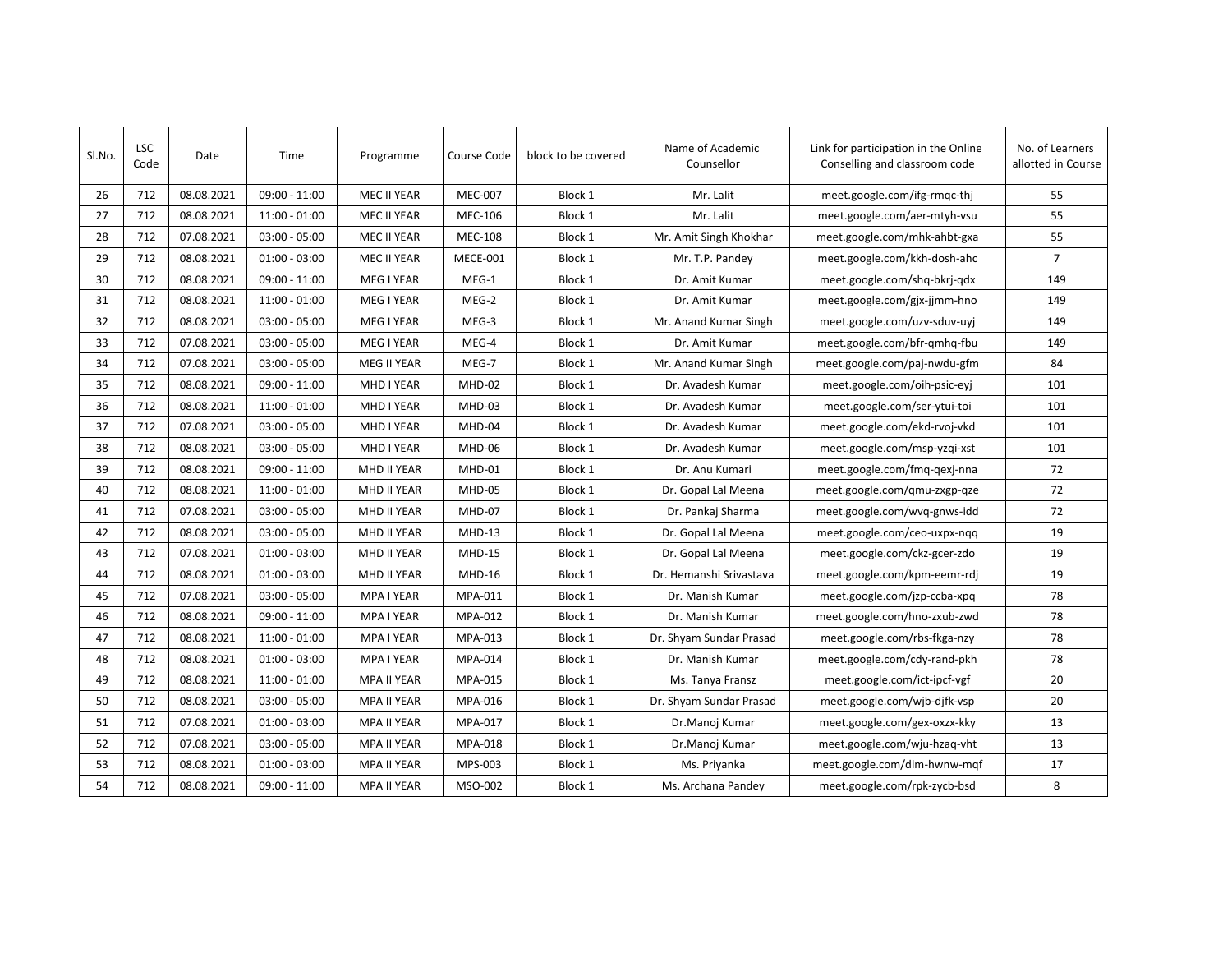| Sl.No. | LSC Code | Date | Time | Programme | Course Code | block to be covered | Name of Academic Counsellor | Link for participation in the Online Conselling and classroom code | No. of Learners allotted in Course |
|---|---|---|---|---|---|---|---|---|---|
| 26 | 712 | 08.08.2021 | 09:00 - 11:00 | MEC II YEAR | MEC-007 | Block 1 | Mr. Lalit | meet.google.com/ifg-rmqc-thj | 55 |
| 27 | 712 | 08.08.2021 | 11:00 - 01:00 | MEC II YEAR | MEC-106 | Block 1 | Mr. Lalit | meet.google.com/aer-mtyh-vsu | 55 |
| 28 | 712 | 07.08.2021 | 03:00 - 05:00 | MEC II YEAR | MEC-108 | Block 1 | Mr. Amit Singh Khokhar | meet.google.com/mhk-ahbt-gxa | 55 |
| 29 | 712 | 08.08.2021 | 01:00 - 03:00 | MEC II YEAR | MECE-001 | Block 1 | Mr. T.P. Pandey | meet.google.com/kkh-dosh-ahc | 7 |
| 30 | 712 | 08.08.2021 | 09:00 - 11:00 | MEG I YEAR | MEG-1 | Block 1 | Dr. Amit Kumar | meet.google.com/shq-bkrj-qdx | 149 |
| 31 | 712 | 08.08.2021 | 11:00 - 01:00 | MEG I YEAR | MEG-2 | Block 1 | Dr. Amit Kumar | meet.google.com/gjx-jjmm-hno | 149 |
| 32 | 712 | 08.08.2021 | 03:00 - 05:00 | MEG I YEAR | MEG-3 | Block 1 | Mr. Anand Kumar Singh | meet.google.com/uzv-sduv-uyj | 149 |
| 33 | 712 | 07.08.2021 | 03:00 - 05:00 | MEG I YEAR | MEG-4 | Block 1 | Dr. Amit Kumar | meet.google.com/bfr-qmhq-fbu | 149 |
| 34 | 712 | 07.08.2021 | 03:00 - 05:00 | MEG II YEAR | MEG-7 | Block 1 | Mr. Anand Kumar Singh | meet.google.com/paj-nwdu-gfm | 84 |
| 35 | 712 | 08.08.2021 | 09:00 - 11:00 | MHD I YEAR | MHD-02 | Block 1 | Dr. Avadesh Kumar | meet.google.com/oih-psic-eyj | 101 |
| 36 | 712 | 08.08.2021 | 11:00 - 01:00 | MHD I YEAR | MHD-03 | Block 1 | Dr. Avadesh Kumar | meet.google.com/ser-ytui-toi | 101 |
| 37 | 712 | 07.08.2021 | 03:00 - 05:00 | MHD I YEAR | MHD-04 | Block 1 | Dr. Avadesh Kumar | meet.google.com/ekd-rvoj-vkd | 101 |
| 38 | 712 | 08.08.2021 | 03:00 - 05:00 | MHD I YEAR | MHD-06 | Block 1 | Dr. Avadesh Kumar | meet.google.com/msp-yzqi-xst | 101 |
| 39 | 712 | 08.08.2021 | 09:00 - 11:00 | MHD II YEAR | MHD-01 | Block 1 | Dr. Anu Kumari | meet.google.com/fmq-qexj-nna | 72 |
| 40 | 712 | 08.08.2021 | 11:00 - 01:00 | MHD II YEAR | MHD-05 | Block 1 | Dr. Gopal Lal Meena | meet.google.com/qmu-zxgp-qze | 72 |
| 41 | 712 | 07.08.2021 | 03:00 - 05:00 | MHD II YEAR | MHD-07 | Block 1 | Dr. Pankaj Sharma | meet.google.com/wvq-gnws-idd | 72 |
| 42 | 712 | 08.08.2021 | 03:00 - 05:00 | MHD II YEAR | MHD-13 | Block 1 | Dr. Gopal Lal Meena | meet.google.com/ceo-uxpx-nqq | 19 |
| 43 | 712 | 07.08.2021 | 01:00 - 03:00 | MHD II YEAR | MHD-15 | Block 1 | Dr. Gopal Lal Meena | meet.google.com/ckz-gcer-zdo | 19 |
| 44 | 712 | 08.08.2021 | 01:00 - 03:00 | MHD II YEAR | MHD-16 | Block 1 | Dr. Hemanshi Srivastava | meet.google.com/kpm-eemr-rdj | 19 |
| 45 | 712 | 07.08.2021 | 03:00 - 05:00 | MPA I YEAR | MPA-011 | Block 1 | Dr. Manish Kumar | meet.google.com/jzp-ccba-xpq | 78 |
| 46 | 712 | 08.08.2021 | 09:00 - 11:00 | MPA I YEAR | MPA-012 | Block 1 | Dr. Manish Kumar | meet.google.com/hno-zxub-zwd | 78 |
| 47 | 712 | 08.08.2021 | 11:00 - 01:00 | MPA I YEAR | MPA-013 | Block 1 | Dr. Shyam Sundar Prasad | meet.google.com/rbs-fkga-nzy | 78 |
| 48 | 712 | 08.08.2021 | 01:00 - 03:00 | MPA I YEAR | MPA-014 | Block 1 | Dr. Manish Kumar | meet.google.com/cdy-rand-pkh | 78 |
| 49 | 712 | 08.08.2021 | 11:00 - 01:00 | MPA II YEAR | MPA-015 | Block 1 | Ms. Tanya Fransz | meet.google.com/ict-ipcf-vgf | 20 |
| 50 | 712 | 08.08.2021 | 03:00 - 05:00 | MPA II YEAR | MPA-016 | Block 1 | Dr. Shyam Sundar Prasad | meet.google.com/wjb-djfk-vsp | 20 |
| 51 | 712 | 07.08.2021 | 01:00 - 03:00 | MPA II YEAR | MPA-017 | Block 1 | Dr.Manoj Kumar | meet.google.com/gex-oxzx-kky | 13 |
| 52 | 712 | 07.08.2021 | 03:00 - 05:00 | MPA II YEAR | MPA-018 | Block 1 | Dr.Manoj Kumar | meet.google.com/wju-hzaq-vht | 13 |
| 53 | 712 | 08.08.2021 | 01:00 - 03:00 | MPA II YEAR | MPS-003 | Block 1 | Ms. Priyanka | meet.google.com/dim-hwnw-mqf | 17 |
| 54 | 712 | 08.08.2021 | 09:00 - 11:00 | MPA II YEAR | MSO-002 | Block 1 | Ms. Archana Pandey | meet.google.com/rpk-zycb-bsd | 8 |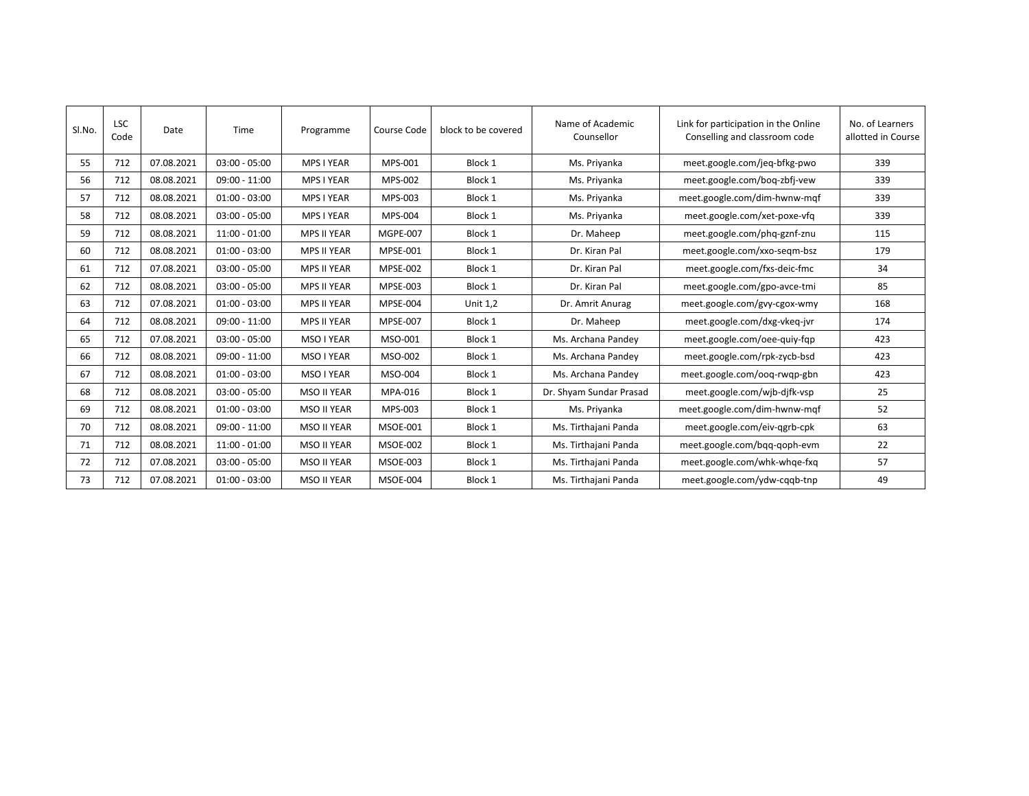| Sl.No. | LSC Code | Date | Time | Programme | Course Code | block to be covered | Name of Academic Counsellor | Link for participation in the Online Conselling and classroom code | No. of Learners allotted in Course |
|---|---|---|---|---|---|---|---|---|---|
| 55 | 712 | 07.08.2021 | 03:00 - 05:00 | MPS I YEAR | MPS-001 | Block 1 | Ms. Priyanka | meet.google.com/jeq-bfkg-pwo | 339 |
| 56 | 712 | 08.08.2021 | 09:00 - 11:00 | MPS I YEAR | MPS-002 | Block 1 | Ms. Priyanka | meet.google.com/boq-zbfj-vew | 339 |
| 57 | 712 | 08.08.2021 | 01:00 - 03:00 | MPS I YEAR | MPS-003 | Block 1 | Ms. Priyanka | meet.google.com/dim-hwnw-mqf | 339 |
| 58 | 712 | 08.08.2021 | 03:00 - 05:00 | MPS I YEAR | MPS-004 | Block 1 | Ms. Priyanka | meet.google.com/xet-poxe-vfq | 339 |
| 59 | 712 | 08.08.2021 | 11:00 - 01:00 | MPS II YEAR | MGPE-007 | Block 1 | Dr. Maheep | meet.google.com/phq-gznf-znu | 115 |
| 60 | 712 | 08.08.2021 | 01:00 - 03:00 | MPS II YEAR | MPSE-001 | Block 1 | Dr. Kiran Pal | meet.google.com/xxo-seqm-bsz | 179 |
| 61 | 712 | 07.08.2021 | 03:00 - 05:00 | MPS II YEAR | MPSE-002 | Block 1 | Dr. Kiran Pal | meet.google.com/fxs-deic-fmc | 34 |
| 62 | 712 | 08.08.2021 | 03:00 - 05:00 | MPS II YEAR | MPSE-003 | Block 1 | Dr. Kiran Pal | meet.google.com/gpo-avce-tmi | 85 |
| 63 | 712 | 07.08.2021 | 01:00 - 03:00 | MPS II YEAR | MPSE-004 | Unit 1,2 | Dr. Amrit Anurag | meet.google.com/gvy-cgox-wmy | 168 |
| 64 | 712 | 08.08.2021 | 09:00 - 11:00 | MPS II YEAR | MPSE-007 | Block 1 | Dr. Maheep | meet.google.com/dxg-vkeq-jvr | 174 |
| 65 | 712 | 07.08.2021 | 03:00 - 05:00 | MSO I YEAR | MSO-001 | Block 1 | Ms. Archana Pandey | meet.google.com/oee-quiy-fqp | 423 |
| 66 | 712 | 08.08.2021 | 09:00 - 11:00 | MSO I YEAR | MSO-002 | Block 1 | Ms. Archana Pandey | meet.google.com/rpk-zycb-bsd | 423 |
| 67 | 712 | 08.08.2021 | 01:00 - 03:00 | MSO I YEAR | MSO-004 | Block 1 | Ms. Archana Pandey | meet.google.com/ooq-rwqp-gbn | 423 |
| 68 | 712 | 08.08.2021 | 03:00 - 05:00 | MSO II YEAR | MPA-016 | Block 1 | Dr. Shyam Sundar Prasad | meet.google.com/wjb-djfk-vsp | 25 |
| 69 | 712 | 08.08.2021 | 01:00 - 03:00 | MSO II YEAR | MPS-003 | Block 1 | Ms. Priyanka | meet.google.com/dim-hwnw-mqf | 52 |
| 70 | 712 | 08.08.2021 | 09:00 - 11:00 | MSO II YEAR | MSOE-001 | Block 1 | Ms. Tirthajani Panda | meet.google.com/eiv-qgrb-cpk | 63 |
| 71 | 712 | 08.08.2021 | 11:00 - 01:00 | MSO II YEAR | MSOE-002 | Block 1 | Ms. Tirthajani Panda | meet.google.com/bqq-qoph-evm | 22 |
| 72 | 712 | 07.08.2021 | 03:00 - 05:00 | MSO II YEAR | MSOE-003 | Block 1 | Ms. Tirthajani Panda | meet.google.com/whk-whqe-fxq | 57 |
| 73 | 712 | 07.08.2021 | 01:00 - 03:00 | MSO II YEAR | MSOE-004 | Block 1 | Ms. Tirthajani Panda | meet.google.com/ydw-cqqb-tnp | 49 |